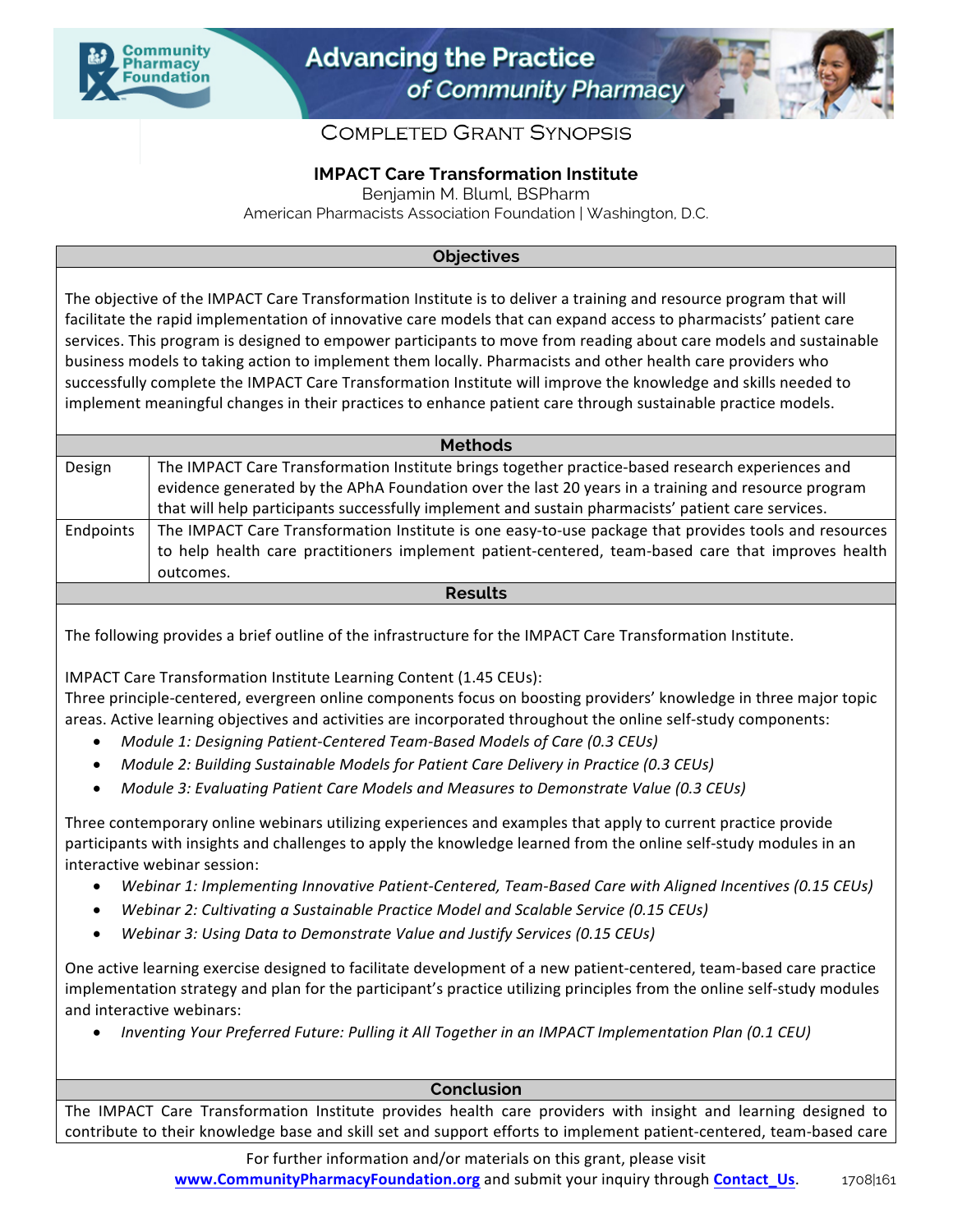# Advancing the Practice of Community Pharmacy

## Completed Grant Synopsis

### IMPACT Care Transformation Institute

Benjamin M. Bluml, BSPharm

American Pharmacists Association Foundation | Washington, D.C.

| Objectives |
|---|
| The objective of the IMPACT Care Transformation Institute is to deliver a training and resource program that will facilitate the rapid implementation of innovative care models that can expand access to pharmacists' patient care services. This program is designed to empower participants to move from reading about care models and sustainable business models to taking action to implement them locally. Pharmacists and other health care providers who successfully complete the IMPACT Care Transformation Institute will improve the knowledge and skills needed to implement meaningful changes in their practices to enhance patient care through sustainable practice models. |

| Methods | |
|---|---|
| Design | The IMPACT Care Transformation Institute brings together practice-based research experiences and evidence generated by the APhA Foundation over the last 20 years in a training and resource program that will help participants successfully implement and sustain pharmacists' patient care services. |
| Endpoints | The IMPACT Care Transformation Institute is one easy-to-use package that provides tools and resources to help health care practitioners implement patient-centered, team-based care that improves health outcomes. |

**Results**

The following provides a brief outline of the infrastructure for the IMPACT Care Transformation Institute.

IMPACT Care Transformation Institute Learning Content (1.45 CEUs):
Three principle-centered, evergreen online components focus on boosting providers' knowledge in three major topic areas. Active learning objectives and activities are incorporated throughout the online self-study components:

- *Module 1: Designing Patient-Centered Team-Based Models of Care (0.3 CEUs)*
- *Module 2: Building Sustainable Models for Patient Care Delivery in Practice (0.3 CEUs)*
- *Module 3: Evaluating Patient Care Models and Measures to Demonstrate Value (0.3 CEUs)*

Three contemporary online webinars utilizing experiences and examples that apply to current practice provide participants with insights and challenges to apply the knowledge learned from the online self-study modules in an interactive webinar session:

- *Webinar 1: Implementing Innovative Patient-Centered, Team-Based Care with Aligned Incentives (0.15 CEUs)*
- *Webinar 2: Cultivating a Sustainable Practice Model and Scalable Service (0.15 CEUs)*
- *Webinar 3: Using Data to Demonstrate Value and Justify Services (0.15 CEUs)*

One active learning exercise designed to facilitate development of a new patient-centered, team-based care practice implementation strategy and plan for the participant's practice utilizing principles from the online self-study modules and interactive webinars:

- *Inventing Your Preferred Future: Pulling it All Together in an IMPACT Implementation Plan (0.1 CEU)*

**Conclusion**

The IMPACT Care Transformation Institute provides health care providers with insight and learning designed to contribute to their knowledge base and skill set and support efforts to implement patient-centered, team-based care

For further information and/or materials on this grant, please visit **www.CommunityPharmacyFoundation.org** and submit your inquiry through **Contact_Us**. 1708|161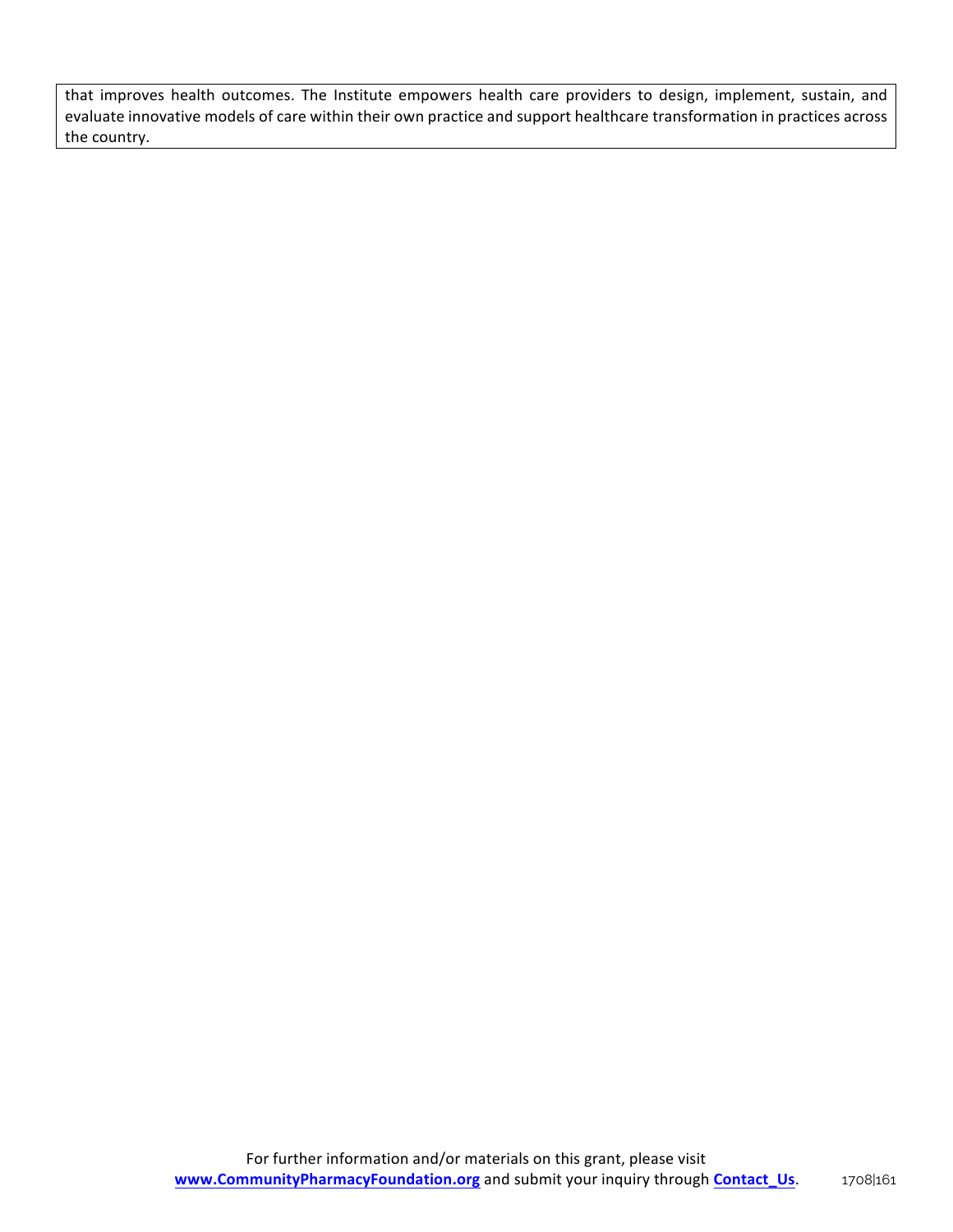that improves health outcomes. The Institute empowers health care providers to design, implement, sustain, and evaluate innovative models of care within their own practice and support healthcare transformation in practices across the country.

For further information and/or materials on this grant, please visit **www.CommunityPharmacyFoundation.org** and submit your inquiry through **Contact_Us**.